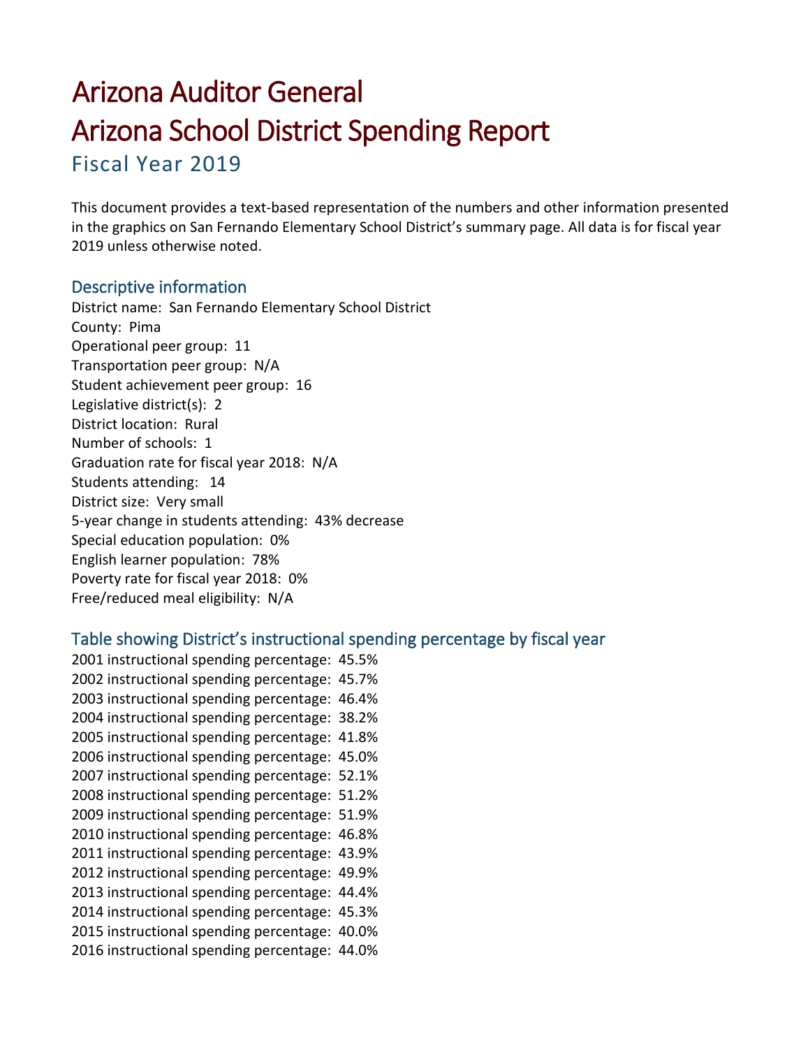# Arizona Auditor General
# Arizona School District Spending Report
## Fiscal Year 2019

This document provides a text-based representation of the numbers and other information presented in the graphics on San Fernando Elementary School District's summary page. All data is for fiscal year 2019 unless otherwise noted.

### Descriptive information

District name: San Fernando Elementary School District
County: Pima
Operational peer group: 11
Transportation peer group: N/A
Student achievement peer group: 16
Legislative district(s): 2
District location: Rural
Number of schools: 1
Graduation rate for fiscal year 2018: N/A
Students attending: 14
District size: Very small
5-year change in students attending: 43% decrease
Special education population: 0%
English learner population: 78%
Poverty rate for fiscal year 2018: 0%
Free/reduced meal eligibility: N/A

### Table showing District's instructional spending percentage by fiscal year

2001 instructional spending percentage: 45.5%
2002 instructional spending percentage: 45.7%
2003 instructional spending percentage: 46.4%
2004 instructional spending percentage: 38.2%
2005 instructional spending percentage: 41.8%
2006 instructional spending percentage: 45.0%
2007 instructional spending percentage: 52.1%
2008 instructional spending percentage: 51.2%
2009 instructional spending percentage: 51.9%
2010 instructional spending percentage: 46.8%
2011 instructional spending percentage: 43.9%
2012 instructional spending percentage: 49.9%
2013 instructional spending percentage: 44.4%
2014 instructional spending percentage: 45.3%
2015 instructional spending percentage: 40.0%
2016 instructional spending percentage: 44.0%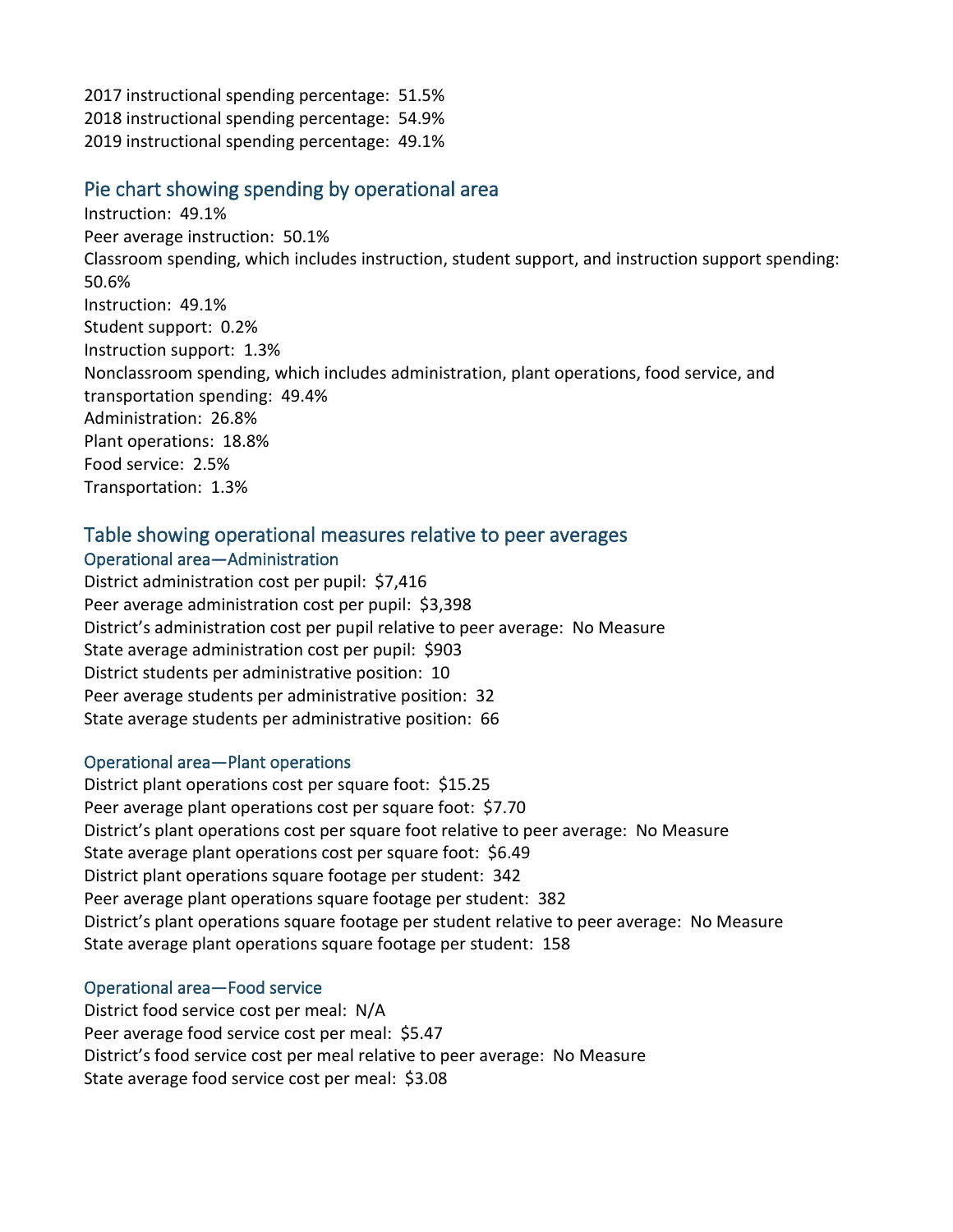2017 instructional spending percentage: 51.5%
2018 instructional spending percentage: 54.9%
2019 instructional spending percentage: 49.1%

## Pie chart showing spending by operational area

Instruction: 49.1%
Peer average instruction: 50.1%
Classroom spending, which includes instruction, student support, and instruction support spending: 50.6%
Instruction: 49.1%
Student support: 0.2%
Instruction support: 1.3%
Nonclassroom spending, which includes administration, plant operations, food service, and transportation spending: 49.4%
Administration: 26.8%
Plant operations: 18.8%
Food service: 2.5%
Transportation: 1.3%

## Table showing operational measures relative to peer averages

### Operational area—Administration

District administration cost per pupil: $7,416
Peer average administration cost per pupil: $3,398
District's administration cost per pupil relative to peer average: No Measure
State average administration cost per pupil: $903
District students per administrative position: 10
Peer average students per administrative position: 32
State average students per administrative position: 66

### Operational area—Plant operations

District plant operations cost per square foot: $15.25
Peer average plant operations cost per square foot: $7.70
District's plant operations cost per square foot relative to peer average: No Measure
State average plant operations cost per square foot: $6.49
District plant operations square footage per student: 342
Peer average plant operations square footage per student: 382
District's plant operations square footage per student relative to peer average: No Measure
State average plant operations square footage per student: 158

### Operational area—Food service

District food service cost per meal: N/A
Peer average food service cost per meal: $5.47
District's food service cost per meal relative to peer average: No Measure
State average food service cost per meal: $3.08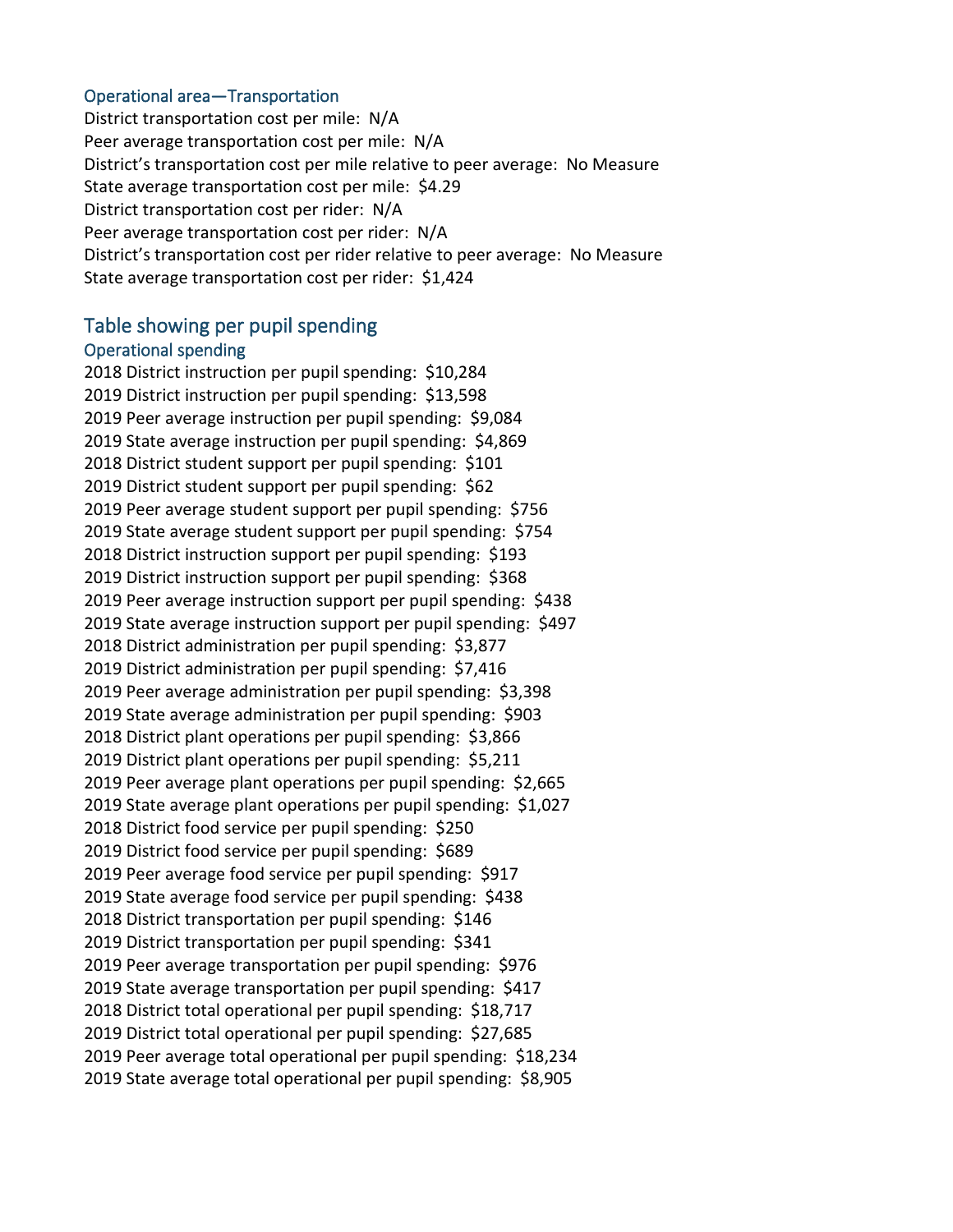### Operational area—Transportation

District transportation cost per mile: N/A
Peer average transportation cost per mile: N/A
District's transportation cost per mile relative to peer average: No Measure
State average transportation cost per mile: $4.29
District transportation cost per rider: N/A
Peer average transportation cost per rider: N/A
District's transportation cost per rider relative to peer average: No Measure
State average transportation cost per rider: $1,424

## Table showing per pupil spending

### Operational spending

2018 District instruction per pupil spending: $10,284
2019 District instruction per pupil spending: $13,598
2019 Peer average instruction per pupil spending: $9,084
2019 State average instruction per pupil spending: $4,869
2018 District student support per pupil spending: $101
2019 District student support per pupil spending: $62
2019 Peer average student support per pupil spending: $756
2019 State average student support per pupil spending: $754
2018 District instruction support per pupil spending: $193
2019 District instruction support per pupil spending: $368
2019 Peer average instruction support per pupil spending: $438
2019 State average instruction support per pupil spending: $497
2018 District administration per pupil spending: $3,877
2019 District administration per pupil spending: $7,416
2019 Peer average administration per pupil spending: $3,398
2019 State average administration per pupil spending: $903
2018 District plant operations per pupil spending: $3,866
2019 District plant operations per pupil spending: $5,211
2019 Peer average plant operations per pupil spending: $2,665
2019 State average plant operations per pupil spending: $1,027
2018 District food service per pupil spending: $250
2019 District food service per pupil spending: $689
2019 Peer average food service per pupil spending: $917
2019 State average food service per pupil spending: $438
2018 District transportation per pupil spending: $146
2019 District transportation per pupil spending: $341
2019 Peer average transportation per pupil spending: $976
2019 State average transportation per pupil spending: $417
2018 District total operational per pupil spending: $18,717
2019 District total operational per pupil spending: $27,685
2019 Peer average total operational per pupil spending: $18,234
2019 State average total operational per pupil spending: $8,905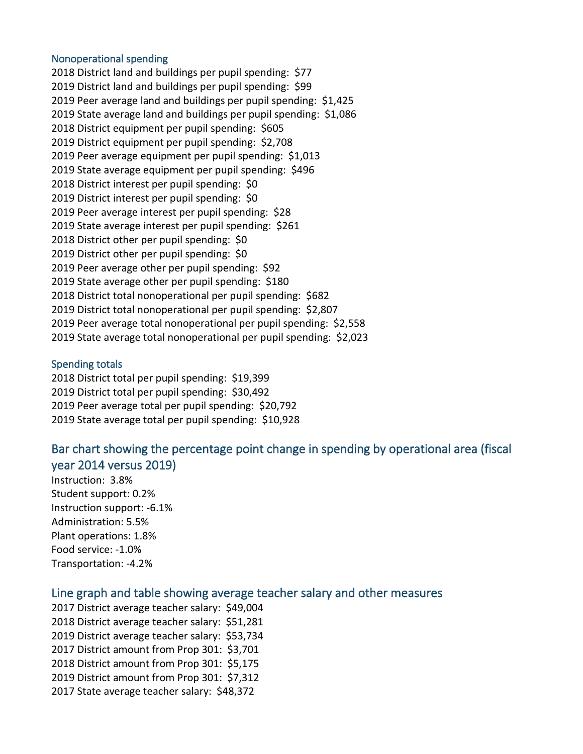### Nonoperational spending

2018 District land and buildings per pupil spending: $77
2019 District land and buildings per pupil spending: $99
2019 Peer average land and buildings per pupil spending: $1,425
2019 State average land and buildings per pupil spending: $1,086
2018 District equipment per pupil spending: $605
2019 District equipment per pupil spending: $2,708
2019 Peer average equipment per pupil spending: $1,013
2019 State average equipment per pupil spending: $496
2018 District interest per pupil spending: $0
2019 District interest per pupil spending: $0
2019 Peer average interest per pupil spending: $28
2019 State average interest per pupil spending: $261
2018 District other per pupil spending: $0
2019 District other per pupil spending: $0
2019 Peer average other per pupil spending: $92
2019 State average other per pupil spending: $180
2018 District total nonoperational per pupil spending: $682
2019 District total nonoperational per pupil spending: $2,807
2019 Peer average total nonoperational per pupil spending: $2,558
2019 State average total nonoperational per pupil spending: $2,023

### Spending totals

2018 District total per pupil spending: $19,399
2019 District total per pupil spending: $30,492
2019 Peer average total per pupil spending: $20,792
2019 State average total per pupil spending: $10,928

## Bar chart showing the percentage point change in spending by operational area (fiscal year 2014 versus 2019)

Instruction: 3.8%
Student support: 0.2%
Instruction support: -6.1%
Administration: 5.5%
Plant operations: 1.8%
Food service: -1.0%
Transportation: -4.2%

## Line graph and table showing average teacher salary and other measures

2017 District average teacher salary: $49,004
2018 District average teacher salary: $51,281
2019 District average teacher salary: $53,734
2017 District amount from Prop 301: $3,701
2018 District amount from Prop 301: $5,175
2019 District amount from Prop 301: $7,312
2017 State average teacher salary: $48,372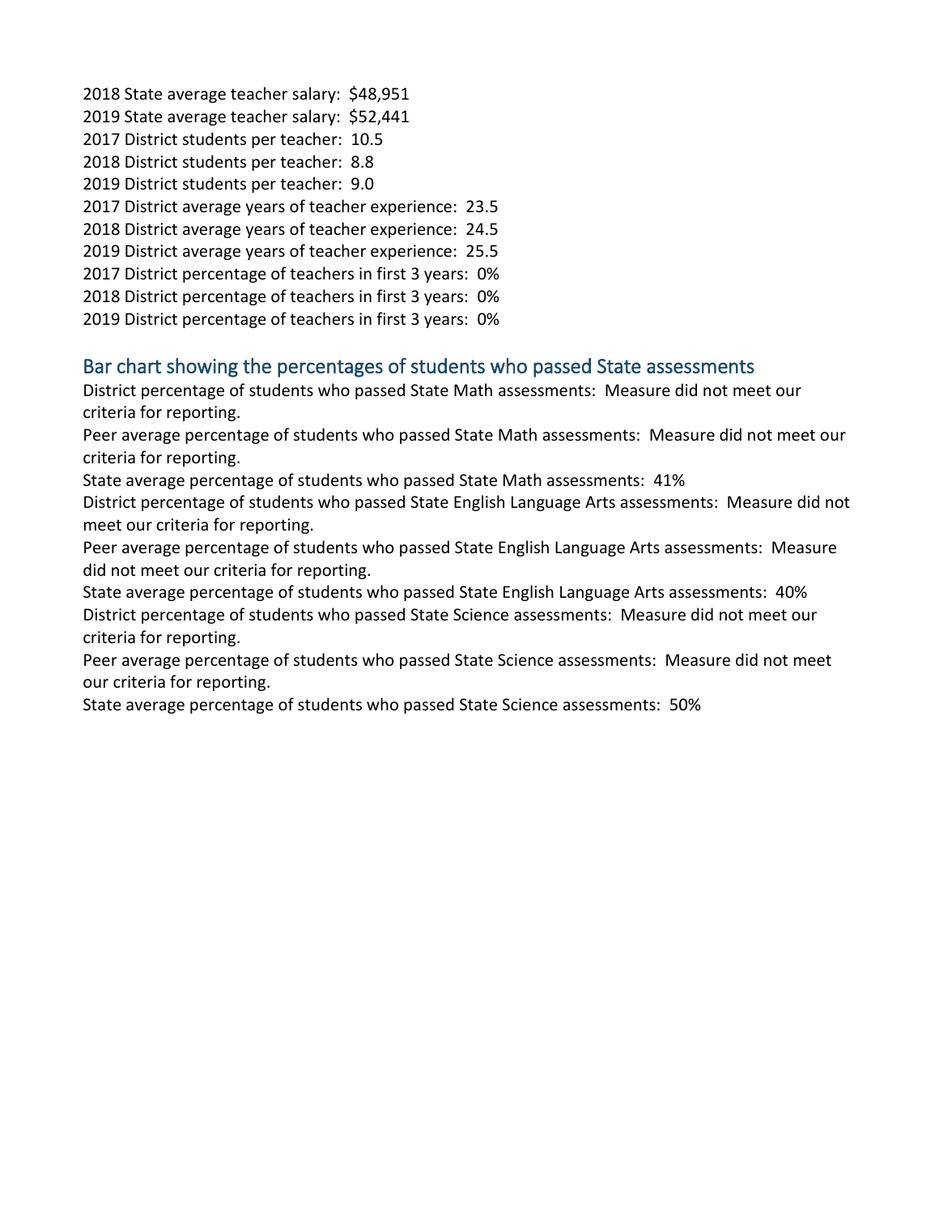2018 State average teacher salary: $48,951
2019 State average teacher salary: $52,441
2017 District students per teacher: 10.5
2018 District students per teacher: 8.8
2019 District students per teacher: 9.0
2017 District average years of teacher experience: 23.5
2018 District average years of teacher experience: 24.5
2019 District average years of teacher experience: 25.5
2017 District percentage of teachers in first 3 years: 0%
2018 District percentage of teachers in first 3 years: 0%
2019 District percentage of teachers in first 3 years: 0%

## Bar chart showing the percentages of students who passed State assessments

District percentage of students who passed State Math assessments: Measure did not meet our criteria for reporting.
Peer average percentage of students who passed State Math assessments: Measure did not meet our criteria for reporting.
State average percentage of students who passed State Math assessments: 41%
District percentage of students who passed State English Language Arts assessments: Measure did not meet our criteria for reporting.
Peer average percentage of students who passed State English Language Arts assessments: Measure did not meet our criteria for reporting.
State average percentage of students who passed State English Language Arts assessments: 40%
District percentage of students who passed State Science assessments: Measure did not meet our criteria for reporting.
Peer average percentage of students who passed State Science assessments: Measure did not meet our criteria for reporting.
State average percentage of students who passed State Science assessments: 50%